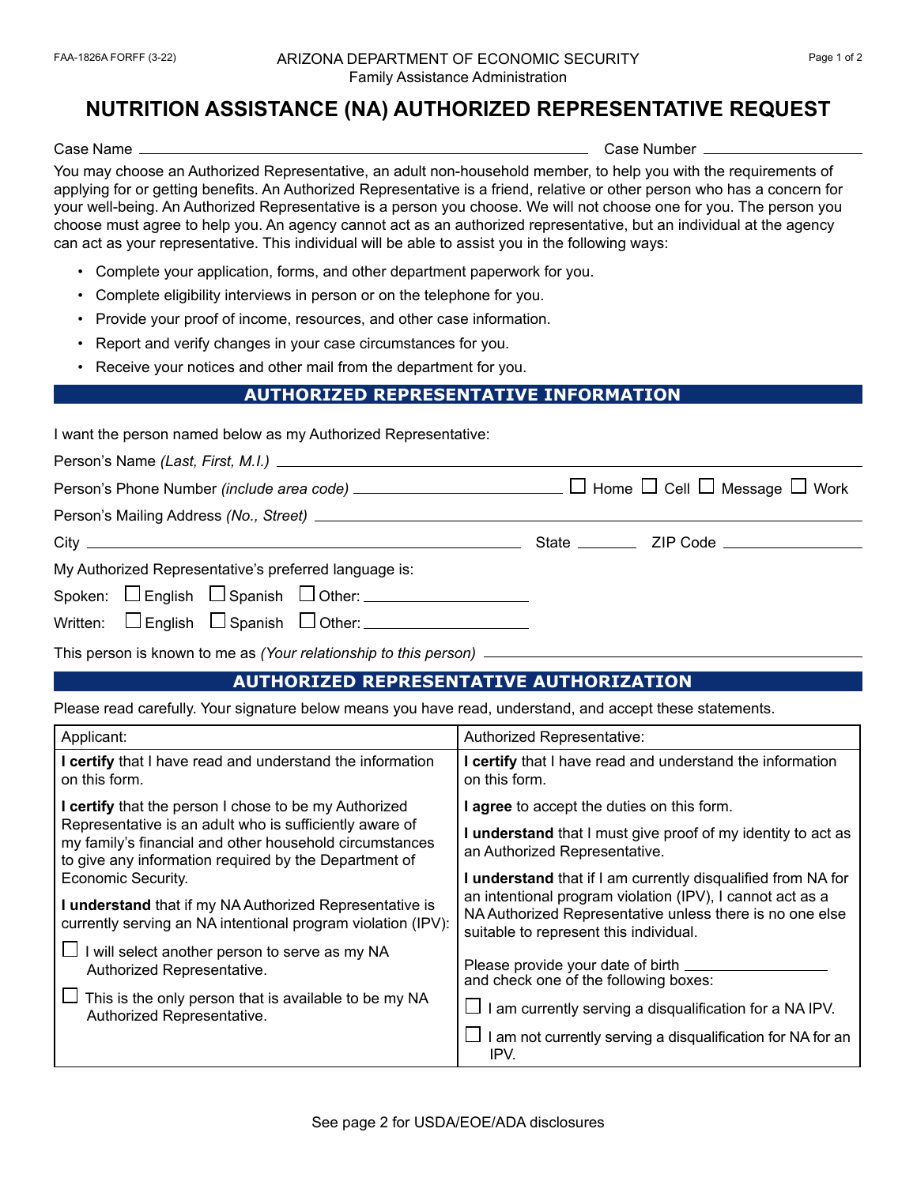FAA-1826A FORFF (3-22)

ARIZONA DEPARTMENT OF ECONOMIC SECURITY
Family Assistance Administration

# NUTRITION ASSISTANCE (NA) AUTHORIZED REPRESENTATIVE REQUEST

Case Name ______________________________ Case Number ______________

You may choose an Authorized Representative, an adult non-household member, to help you with the requirements of applying for or getting benefits. An Authorized Representative is a friend, relative or other person who has a concern for your well-being. An Authorized Representative is a person you choose. We will not choose one for you. The person you choose must agree to help you. An agency cannot act as an authorized representative, but an individual at the agency can act as your representative. This individual will be able to assist you in the following ways:

- Complete your application, forms, and other department paperwork for you.
- Complete eligibility interviews in person or on the telephone for you.
- Provide your proof of income, resources, and other case information.
- Report and verify changes in your case circumstances for you.
- Receive your notices and other mail from the department for you.

## AUTHORIZED REPRESENTATIVE INFORMATION

I want the person named below as my Authorized Representative:

Person's Name *(Last, First, M.I.)* ______________________________

Person's Phone Number *(include area code)* ______________ ☐ Home ☐ Cell ☐ Message ☐ Work

Person's Mailing Address *(No., Street)* ______________________________

City ______________________ State ________ ZIP Code ______________

My Authorized Representative's preferred language is:

Spoken: ☐ English ☐ Spanish ☐ Other: ______________

Written: ☐ English ☐ Spanish ☐ Other: ______________

This person is known to me as *(Your relationship to this person)* ______________________________

## AUTHORIZED REPRESENTATIVE AUTHORIZATION

Please read carefully. Your signature below means you have read, understand, and accept these statements.

| Applicant: | Authorized Representative: |
|---|---|
| **I certify** that I have read and understand the information on this form. | **I certify** that I have read and understand the information on this form. |
| **I certify** that the person I chose to be my Authorized Representative is an adult who is sufficiently aware of my family's financial and other household circumstances to give any information required by the Department of Economic Security. | **I agree** to accept the duties on this form.<br>**I understand** that I must give proof of my identity to act as an Authorized Representative. |
| **I understand** that if my NA Authorized Representative is currently serving an NA intentional program violation (IPV):<br>☐ I will select another person to serve as my NA Authorized Representative.<br>☐ This is the only person that is available to be my NA Authorized Representative. | **I understand** that if I am currently disqualified from NA for an intentional program violation (IPV), I cannot act as a NA Authorized Representative unless there is no one else suitable to represent this individual.<br>Please provide your date of birth ______________ and check one of the following boxes:<br>☐ I am currently serving a disqualification for a NA IPV.<br>☐ I am not currently serving a disqualification for NA for an IPV. |

See page 2 for USDA/EOE/ADA disclosures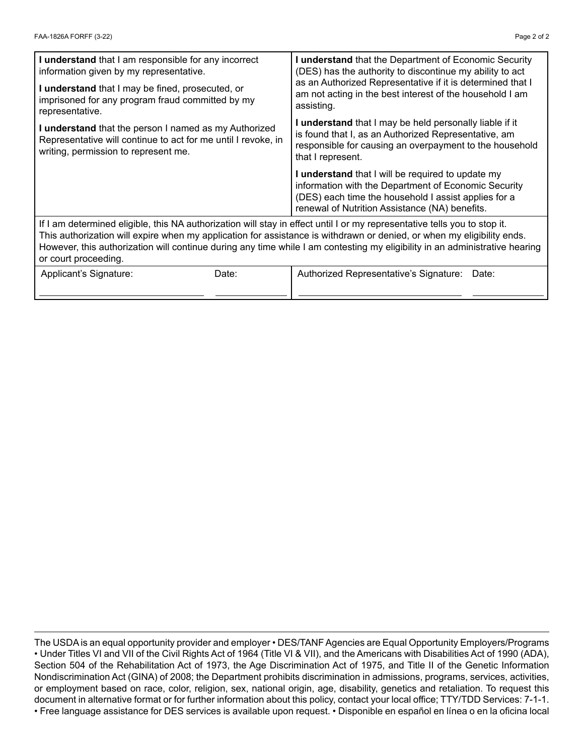**I understand** that I am responsible for any incorrect information given by my representative.

**I understand** that I may be fined, prosecuted, or imprisoned for any program fraud committed by my representative.

**I understand** that the person I named as my Authorized Representative will continue to act for me until I revoke, in writing, permission to represent me.

**I understand** that the Department of Economic Security (DES) has the authority to discontinue my ability to act as an Authorized Representative if it is determined that I am not acting in the best interest of the household I am assisting.

**I understand** that I may be held personally liable if it is found that I, as an Authorized Representative, am responsible for causing an overpayment to the household that I represent.

**I understand** that I will be required to update my information with the Department of Economic Security (DES) each time the household I assist applies for a renewal of Nutrition Assistance (NA) benefits.

If I am determined eligible, this NA authorization will stay in effect until I or my representative tells you to stop it. This authorization will expire when my application for assistance is withdrawn or denied, or when my eligibility ends. However, this authorization will continue during any time while I am contesting my eligibility in an administrative hearing or court proceeding.

| Applicant's Signature: | Date: | Authorized Representative's Signature: | Date: |
|---|---|---|---|
| | | | |

The USDA is an equal opportunity provider and employer • DES/TANF Agencies are Equal Opportunity Employers/Programs • Under Titles VI and VII of the Civil Rights Act of 1964 (Title VI & VII), and the Americans with Disabilities Act of 1990 (ADA), Section 504 of the Rehabilitation Act of 1973, the Age Discrimination Act of 1975, and Title II of the Genetic Information Nondiscrimination Act (GINA) of 2008; the Department prohibits discrimination in admissions, programs, services, activities, or employment based on race, color, religion, sex, national origin, age, disability, genetics and retaliation. To request this document in alternative format or for further information about this policy, contact your local office; TTY/TDD Services: 7-1-1. • Free language assistance for DES services is available upon request. • Disponible en español en línea o en la oficina local